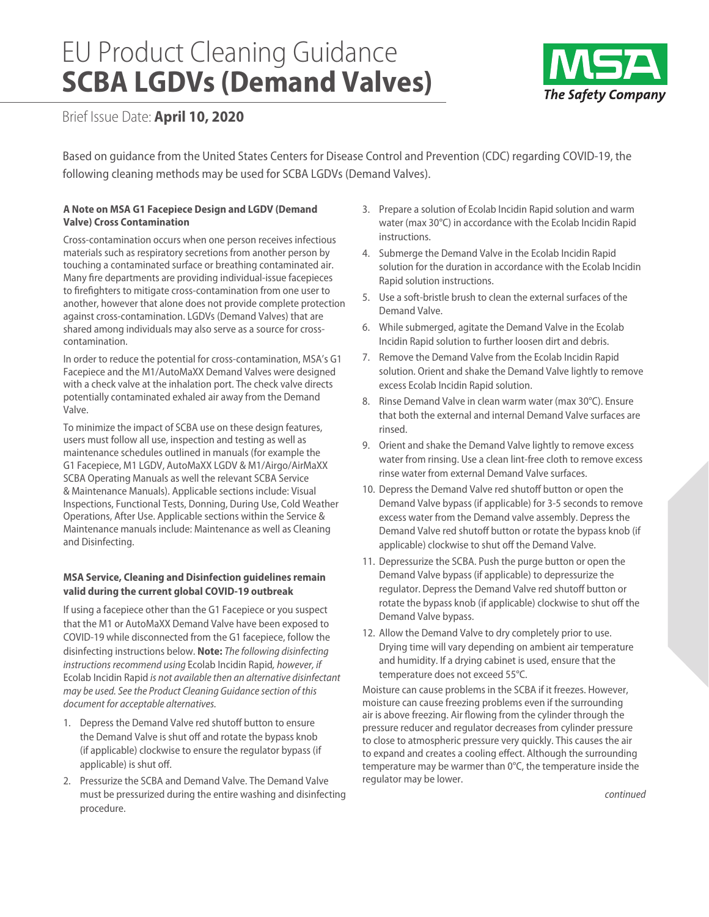# EU Product Cleaning Guidance
# SCBA LGDVs (Demand Valves)

Brief Issue Date: **April 10, 2020**

Based on guidance from the United States Centers for Disease Control and Prevention (CDC) regarding COVID-19, the following cleaning methods may be used for SCBA LGDVs (Demand Valves).

**A Note on MSA G1 Facepiece Design and LGDV (Demand Valve) Cross Contamination**

Cross-contamination occurs when one person receives infectious materials such as respiratory secretions from another person by touching a contaminated surface or breathing contaminated air. Many fire departments are providing individual-issue facepieces to firefighters to mitigate cross-contamination from one user to another, however that alone does not provide complete protection against cross-contamination. LGDVs (Demand Valves) that are shared among individuals may also serve as a source for cross-contamination.

In order to reduce the potential for cross-contamination, MSA's G1 Facepiece and the M1/AutoMaXX Demand Valves were designed with a check valve at the inhalation port. The check valve directs potentially contaminated exhaled air away from the Demand Valve.

To minimize the impact of SCBA use on these design features, users must follow all use, inspection and testing as well as maintenance schedules outlined in manuals (for example the G1 Facepiece, M1 LGDV, AutoMaXX LGDV & M1/Airgo/AirMaXX SCBA Operating Manuals as well the relevant SCBA Service & Maintenance Manuals). Applicable sections include: Visual Inspections, Functional Tests, Donning, During Use, Cold Weather Operations, After Use. Applicable sections within the Service & Maintenance manuals include: Maintenance as well as Cleaning and Disinfecting.

**MSA Service, Cleaning and Disinfection guidelines remain valid during the current global COVID-19 outbreak**

If using a facepiece other than the G1 Facepiece or you suspect that the M1 or AutoMaXX Demand Valve have been exposed to COVID-19 while disconnected from the G1 facepiece, follow the disinfecting instructions below. **Note:** *The following disinfecting instructions recommend using* Ecolab Incidin Rapid*, however, if* Ecolab Incidin Rapid *is not available then an alternative disinfectant may be used. See the Product Cleaning Guidance section of this document for acceptable alternatives.*

1. Depress the Demand Valve red shutoff button to ensure the Demand Valve is shut off and rotate the bypass knob (if applicable) clockwise to ensure the regulator bypass (if applicable) is shut off.
2. Pressurize the SCBA and Demand Valve. The Demand Valve must be pressurized during the entire washing and disinfecting procedure.
3. Prepare a solution of Ecolab Incidin Rapid solution and warm water (max 30°C) in accordance with the Ecolab Incidin Rapid instructions.
4. Submerge the Demand Valve in the Ecolab Incidin Rapid solution for the duration in accordance with the Ecolab Incidin Rapid solution instructions.
5. Use a soft-bristle brush to clean the external surfaces of the Demand Valve.
6. While submerged, agitate the Demand Valve in the Ecolab Incidin Rapid solution to further loosen dirt and debris.
7. Remove the Demand Valve from the Ecolab Incidin Rapid solution. Orient and shake the Demand Valve lightly to remove excess Ecolab Incidin Rapid solution.
8. Rinse Demand Valve in clean warm water (max 30°C). Ensure that both the external and internal Demand Valve surfaces are rinsed.
9. Orient and shake the Demand Valve lightly to remove excess water from rinsing. Use a clean lint-free cloth to remove excess rinse water from external Demand Valve surfaces.
10. Depress the Demand Valve red shutoff button or open the Demand Valve bypass (if applicable) for 3-5 seconds to remove excess water from the Demand valve assembly. Depress the Demand Valve red shutoff button or rotate the bypass knob (if applicable) clockwise to shut off the Demand Valve.
11. Depressurize the SCBA. Push the purge button or open the Demand Valve bypass (if applicable) to depressurize the regulator. Depress the Demand Valve red shutoff button or rotate the bypass knob (if applicable) clockwise to shut off the Demand Valve bypass.
12. Allow the Demand Valve to dry completely prior to use. Drying time will vary depending on ambient air temperature and humidity. If a drying cabinet is used, ensure that the temperature does not exceed 55°C.

Moisture can cause problems in the SCBA if it freezes. However, moisture can cause freezing problems even if the surrounding air is above freezing. Air flowing from the cylinder through the pressure reducer and regulator decreases from cylinder pressure to close to atmospheric pressure very quickly. This causes the air to expand and creates a cooling effect. Although the surrounding temperature may be warmer than 0°C, the temperature inside the regulator may be lower.

*continued*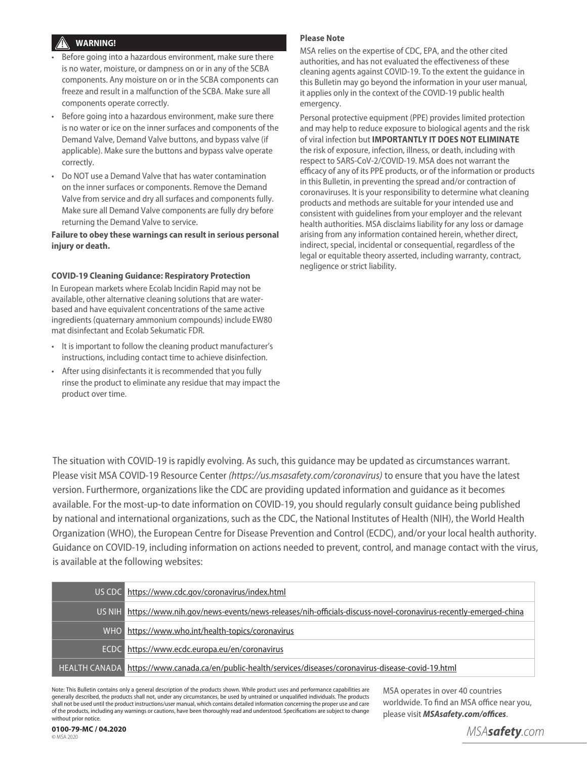**⚠ WARNING!**

- Before going into a hazardous environment, make sure there is no water, moisture, or dampness on or in any of the SCBA components. Any moisture on or in the SCBA components can freeze and result in a malfunction of the SCBA. Make sure all components operate correctly.
- Before going into a hazardous environment, make sure there is no water or ice on the inner surfaces and components of the Demand Valve, Demand Valve buttons, and bypass valve (if applicable). Make sure the buttons and bypass valve operate correctly.
- Do NOT use a Demand Valve that has water contamination on the inner surfaces or components. Remove the Demand Valve from service and dry all surfaces and components fully. Make sure all Demand Valve components are fully dry before returning the Demand Valve to service.

**Failure to obey these warnings can result in serious personal injury or death.**

**COVID-19 Cleaning Guidance: Respiratory Protection**

In European markets where Ecolab Incidin Rapid may not be available, other alternative cleaning solutions that are water-based and have equivalent concentrations of the same active ingredients (quaternary ammonium compounds) include EW80 mat disinfectant and Ecolab Sekumatic FDR.

- It is important to follow the cleaning product manufacturer's instructions, including contact time to achieve disinfection.
- After using disinfectants it is recommended that you fully rinse the product to eliminate any residue that may impact the product over time.

**Please Note**

MSA relies on the expertise of CDC, EPA, and the other cited authorities, and has not evaluated the effectiveness of these cleaning agents against COVID-19. To the extent the guidance in this Bulletin may go beyond the information in your user manual, it applies only in the context of the COVID-19 public health emergency.

Personal protective equipment (PPE) provides limited protection and may help to reduce exposure to biological agents and the risk of viral infection but **IMPORTANTLY IT DOES NOT ELIMINATE** the risk of exposure, infection, illness, or death, including with respect to SARS-CoV-2/COVID-19. MSA does not warrant the efficacy of any of its PPE products, or of the information or products in this Bulletin, in preventing the spread and/or contraction of coronaviruses. It is your responsibility to determine what cleaning products and methods are suitable for your intended use and consistent with guidelines from your employer and the relevant health authorities. MSA disclaims liability for any loss or damage arising from any information contained herein, whether direct, indirect, special, incidental or consequential, regardless of the legal or equitable theory asserted, including warranty, contract, negligence or strict liability.

The situation with COVID-19 is rapidly evolving. As such, this guidance may be updated as circumstances warrant. Please visit MSA COVID-19 Resource Center *(https://us.msasafety.com/coronavirus)* to ensure that you have the latest version. Furthermore, organizations like the CDC are providing updated information and guidance as it becomes available. For the most-up-to date information on COVID-19, you should regularly consult guidance being published by national and international organizations, such as the CDC, the National Institutes of Health (NIH), the World Health Organization (WHO), the European Centre for Disease Prevention and Control (ECDC), and/or your local health authority. Guidance on COVID-19, including information on actions needed to prevent, control, and manage contact with the virus, is available at the following websites:

| | |
|---|---|
| US CDC | https://www.cdc.gov/coronavirus/index.html |
| US NIH | https://www.nih.gov/news-events/news-releases/nih-officials-discuss-novel-coronavirus-recently-emerged-china |
| WHO | https://www.who.int/health-topics/coronavirus |
| ECDC | https://www.ecdc.europa.eu/en/coronavirus |
| HEALTH CANADA | https://www.canada.ca/en/public-health/services/diseases/coronavirus-disease-covid-19.html |

Note: This Bulletin contains only a general description of the products shown. While product uses and performance capabilities are generally described, the products shall not, under any circumstances, be used by untrained or unqualified individuals. The products shall not be used until the product instructions/user manual, which contains detailed information concerning the proper use and care of the products, including any warnings or cautions, have been thoroughly read and understood. Specifications are subject to change without prior notice.

MSA operates in over 40 countries worldwide. To find an MSA office near you, please visit ***MSAsafety.com/offices***.

**0100-79-MC / 04.2020**
© MSA 2020

MSA***safety***.com